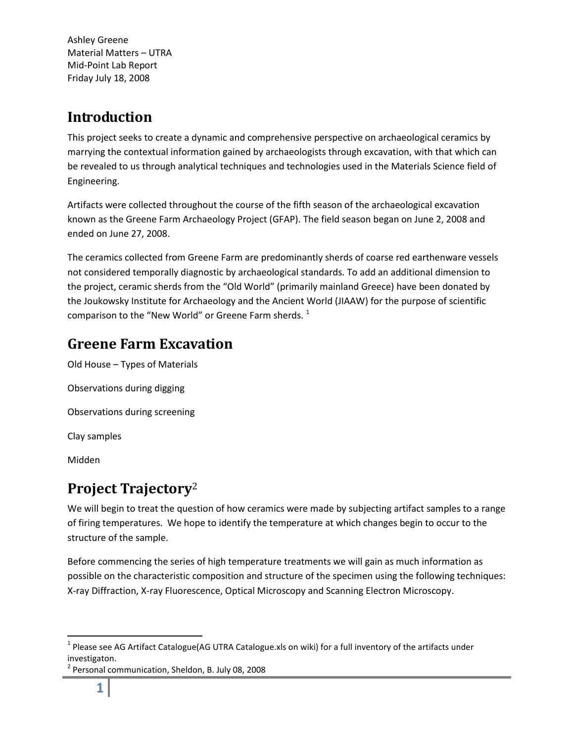Ashley Greene
Material Matters – UTRA
Mid-Point Lab Report
Friday July 18, 2008

# Introduction

This project seeks to create a dynamic and comprehensive perspective on archaeological ceramics by marrying the contextual information gained by archaeologists through excavation, with that which can be revealed to us through analytical techniques and technologies used in the Materials Science field of Engineering.

Artifacts were collected throughout the course of the fifth season of the archaeological excavation known as the Greene Farm Archaeology Project (GFAP). The field season began on June 2, 2008 and ended on June 27, 2008.

The ceramics collected from Greene Farm are predominantly sherds of coarse red earthenware vessels not considered temporally diagnostic by archaeological standards. To add an additional dimension to the project, ceramic sherds from the "Old World" (primarily mainland Greece) have been donated by the Joukowsky Institute for Archaeology and the Ancient World (JIAAW) for the purpose of scientific comparison to the "New World" or Greene Farm sherds. [1]

# Greene Farm Excavation

Old House – Types of Materials

Observations during digging

Observations during screening

Clay samples

Midden

# Project Trajectory[2]

We will begin to treat the question of how ceramics were made by subjecting artifact samples to a range of firing temperatures. We hope to identify the temperature at which changes begin to occur to the structure of the sample.

Before commencing the series of high temperature treatments we will gain as much information as possible on the characteristic composition and structure of the specimen using the following techniques: X-ray Diffraction, X-ray Fluorescence, Optical Microscopy and Scanning Electron Microscopy.

---

[1] Please see AG Artifact Catalogue(AG UTRA Catalogue.xls on wiki) for a full inventory of the artifacts under investigaton.

[2] Personal communication, Sheldon, B. July 08, 2008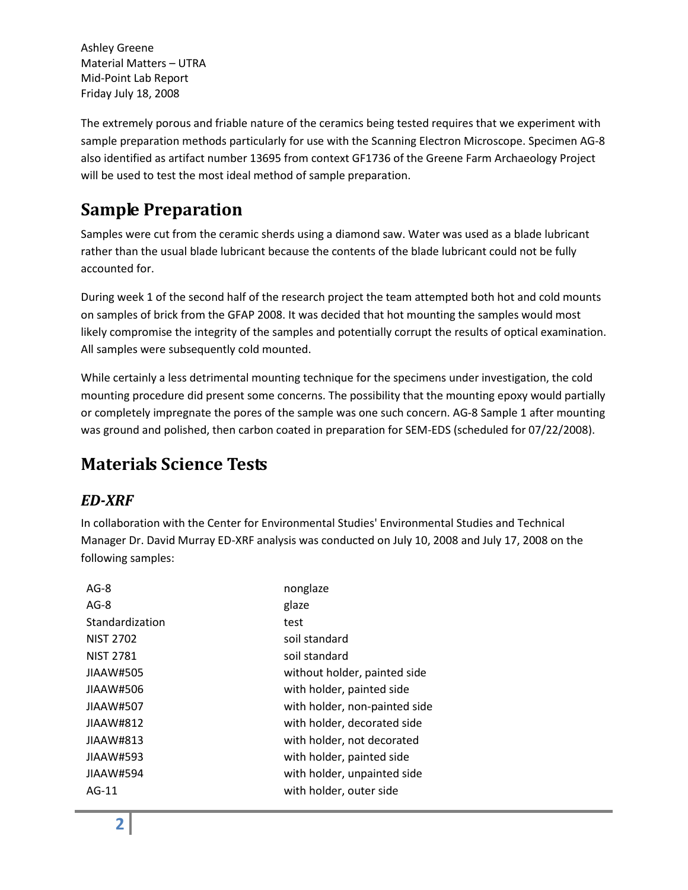Ashley Greene
Material Matters – UTRA
Mid-Point Lab Report
Friday July 18, 2008

The extremely porous and friable nature of the ceramics being tested requires that we experiment with sample preparation methods particularly for use with the Scanning Electron Microscope. Specimen AG-8 also identified as artifact number 13695 from context GF1736 of the Greene Farm Archaeology Project will be used to test the most ideal method of sample preparation.

# Sample Preparation

Samples were cut from the ceramic sherds using a diamond saw. Water was used as a blade lubricant rather than the usual blade lubricant because the contents of the blade lubricant could not be fully accounted for.

During week 1 of the second half of the research project the team attempted both hot and cold mounts on samples of brick from the GFAP 2008. It was decided that hot mounting the samples would most likely compromise the integrity of the samples and potentially corrupt the results of optical examination. All samples were subsequently cold mounted.

While certainly a less detrimental mounting technique for the specimens under investigation, the cold mounting procedure did present some concerns. The possibility that the mounting epoxy would partially or completely impregnate the pores of the sample was one such concern. AG-8 Sample 1 after mounting was ground and polished, then carbon coated in preparation for SEM-EDS (scheduled for 07/22/2008).

# Materials Science Tests

## *ED-XRF*

In collaboration with the Center for Environmental Studies' Environmental Studies and Technical Manager Dr. David Murray ED-XRF analysis was conducted on July 10, 2008 and July 17, 2008 on the following samples:

| | |
|---|---|
| AG-8 | nonglaze |
| AG-8 | glaze |
| Standardization | test |
| NIST 2702 | soil standard |
| NIST 2781 | soil standard |
| JIAAW#505 | without holder, painted side |
| JIAAW#506 | with holder, painted side |
| JIAAW#507 | with holder, non-painted side |
| JIAAW#812 | with holder, decorated side |
| JIAAW#813 | with holder, not decorated |
| JIAAW#593 | with holder, painted side |
| JIAAW#594 | with holder, unpainted side |
| AG-11 | with holder, outer side |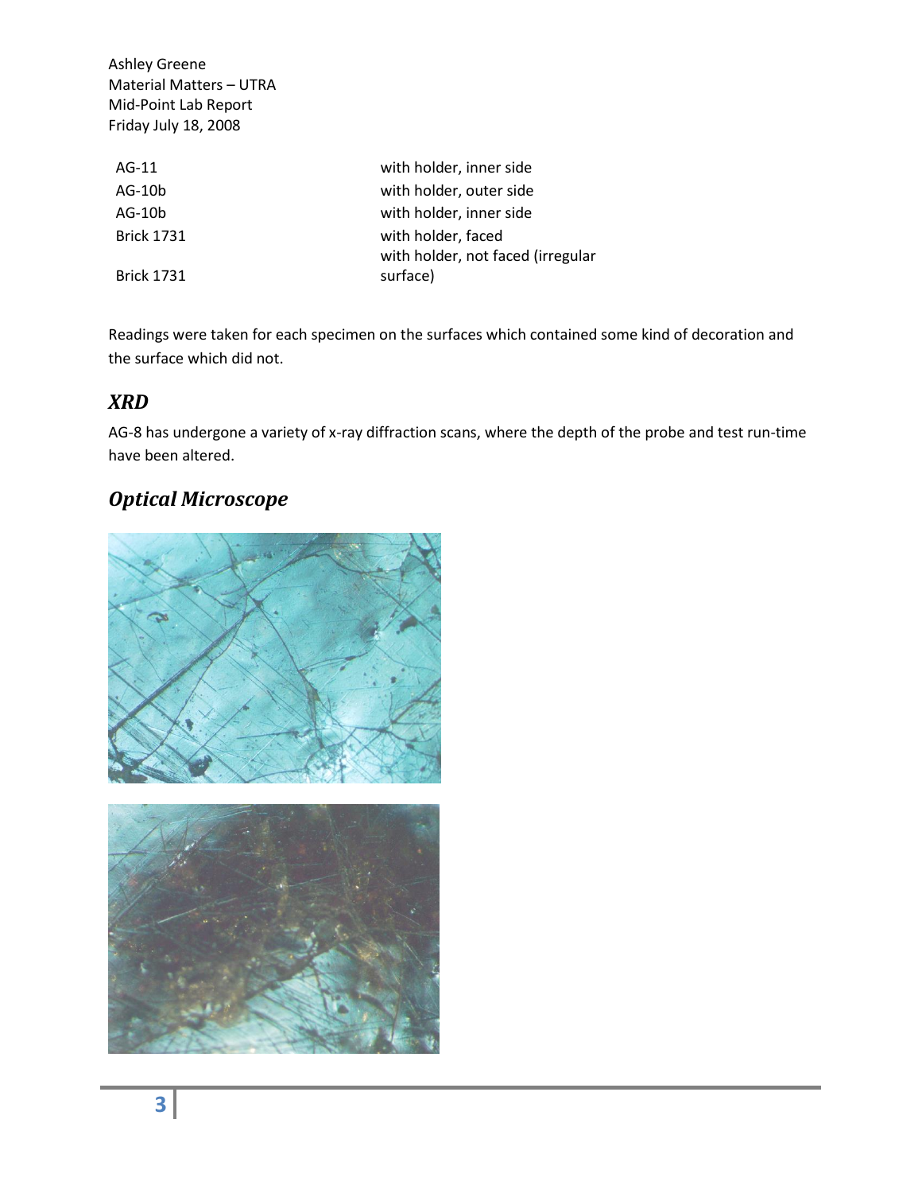Ashley Greene
Material Matters – UTRA
Mid-Point Lab Report
Friday July 18, 2008

| | |
|---|---|
| AG-11 | with holder, inner side |
| AG-10b | with holder, outer side |
| AG-10b | with holder, inner side |
| Brick 1731 | with holder, faced |
| Brick 1731 | with holder, not faced (irregular surface) |

Readings were taken for each specimen on the surfaces which contained some kind of decoration and the surface which did not.

## *XRD*

AG-8 has undergone a variety of x-ray diffraction scans, where the depth of the probe and test run-time have been altered.

## *Optical Microscope*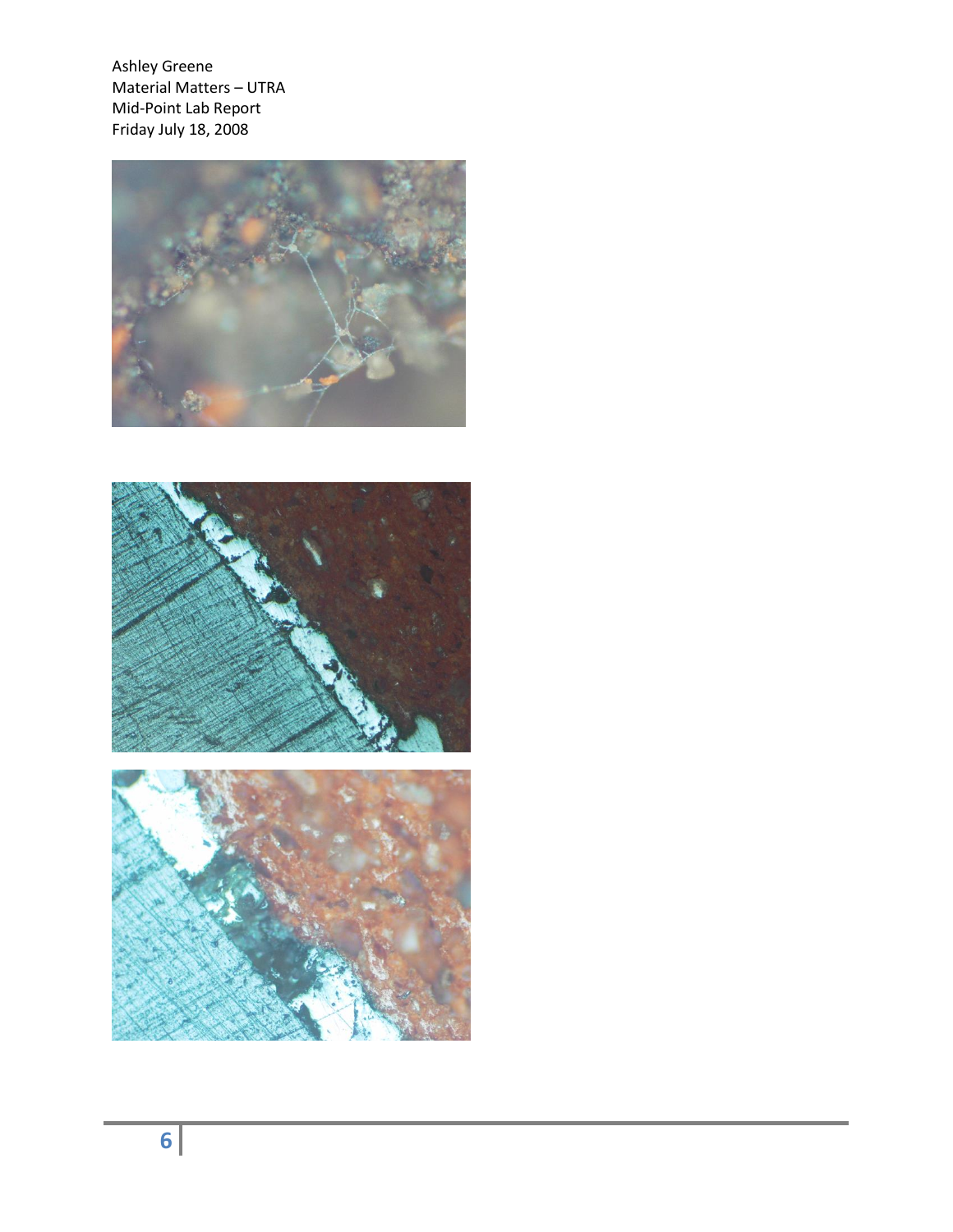Ashley Greene
Material Matters – UTRA
Mid-Point Lab Report
Friday July 18, 2008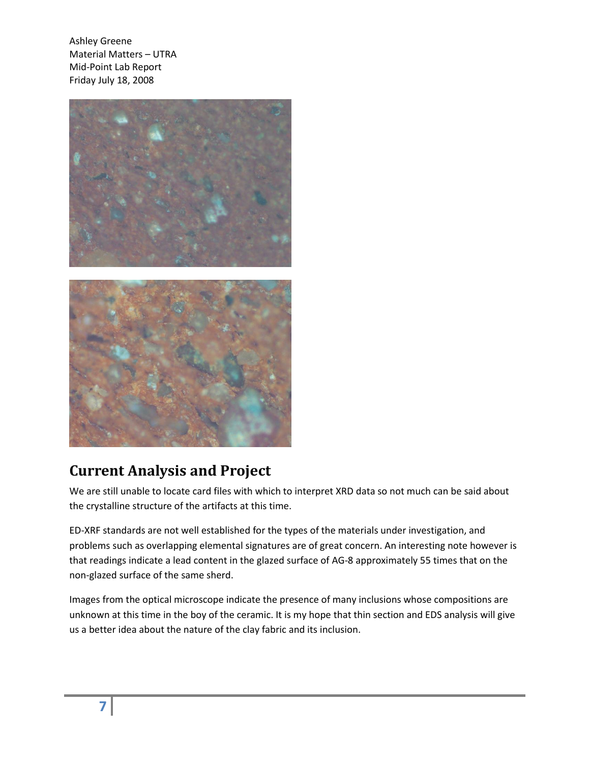## Current Analysis and Project

We are still unable to locate card files with which to interpret XRD data so not much can be said about the crystalline structure of the artifacts at this time.

ED-XRF standards are not well established for the types of the materials under investigation, and problems such as overlapping elemental signatures are of great concern. An interesting note however is that readings indicate a lead content in the glazed surface of AG-8 approximately 55 times that on the non-glazed surface of the same sherd.

Images from the optical microscope indicate the presence of many inclusions whose compositions are unknown at this time in the boy of the ceramic. It is my hope that thin section and EDS analysis will give us a better idea about the nature of the clay fabric and its inclusion.